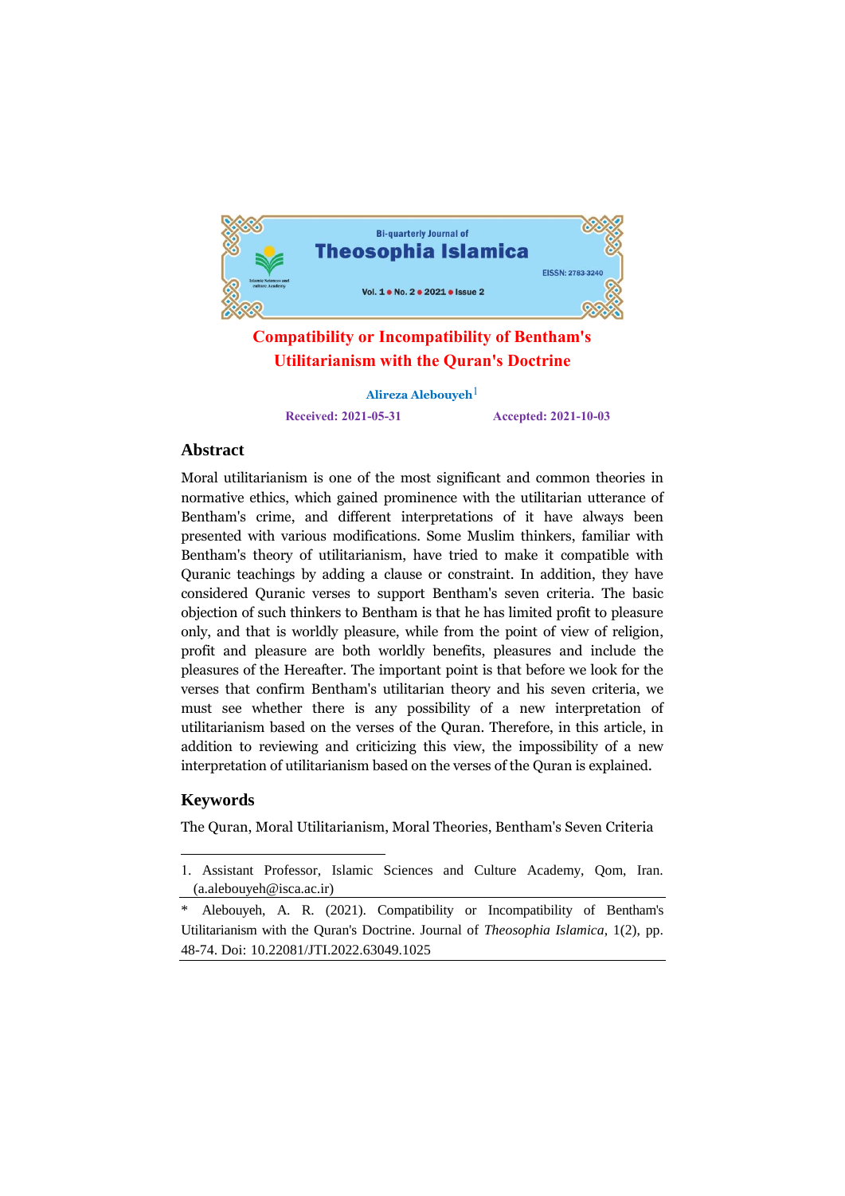# Compatibility or Incompatibility of Bentham's Utilitarianism with the Quran's Doctrine

**Alireza Alebouyeh**[1]

**Received: 2021-05-31** **Accepted: 2021-10-03**

## Abstract

Moral utilitarianism is one of the most significant and common theories in normative ethics, which gained prominence with the utilitarian utterance of Bentham's crime, and different interpretations of it have always been presented with various modifications. Some Muslim thinkers, familiar with Bentham's theory of utilitarianism, have tried to make it compatible with Quranic teachings by adding a clause or constraint. In addition, they have considered Quranic verses to support Bentham's seven criteria. The basic objection of such thinkers to Bentham is that he has limited profit to pleasure only, and that is worldly pleasure, while from the point of view of religion, profit and pleasure are both worldly benefits, pleasures and include the pleasures of the Hereafter. The important point is that before we look for the verses that confirm Bentham's utilitarian theory and his seven criteria, we must see whether there is any possibility of a new interpretation of utilitarianism based on the verses of the Quran. Therefore, in this article, in addition to reviewing and criticizing this view, the impossibility of a new interpretation of utilitarianism based on the verses of the Quran is explained.

## Keywords

The Quran, Moral Utilitarianism, Moral Theories, Bentham's Seven Criteria

---

1. Assistant Professor, Islamic Sciences and Culture Academy, Qom, Iran. (a.alebouyeh@isca.ac.ir)

\* Alebouyeh, A. R. (2021). Compatibility or Incompatibility of Bentham's Utilitarianism with the Quran's Doctrine. Journal of *Theosophia Islamica*, 1(2), pp. 48-74. Doi: 10.22081/JTI.2022.63049.1025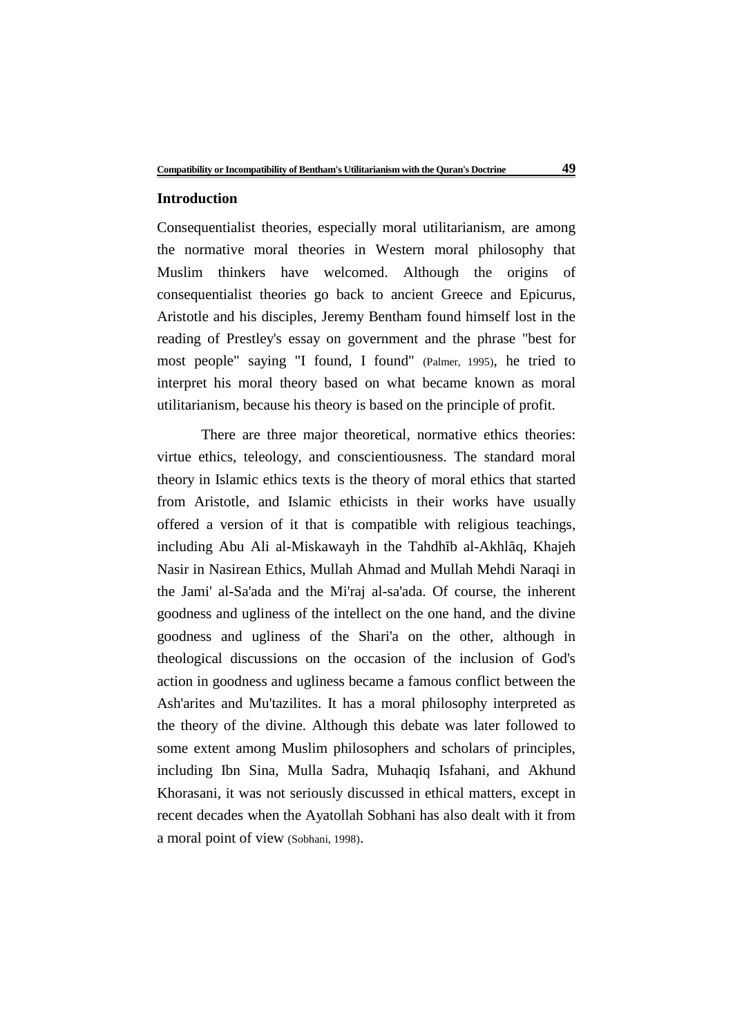## Introduction

Consequentialist theories, especially moral utilitarianism, are among the normative moral theories in Western moral philosophy that Muslim thinkers have welcomed. Although the origins of consequentialist theories go back to ancient Greece and Epicurus, Aristotle and his disciples, Jeremy Bentham found himself lost in the reading of Prestley's essay on government and the phrase "best for most people" saying "I found, I found" (Palmer, 1995), he tried to interpret his moral theory based on what became known as moral utilitarianism, because his theory is based on the principle of profit.

There are three major theoretical, normative ethics theories: virtue ethics, teleology, and conscientiousness. The standard moral theory in Islamic ethics texts is the theory of moral ethics that started from Aristotle, and Islamic ethicists in their works have usually offered a version of it that is compatible with religious teachings, including Abu Ali al-Miskawayh in the Tahdhīb al-Akhlāq, Khajeh Nasir in Nasirean Ethics, Mullah Ahmad and Mullah Mehdi Naraqi in the Jami' al-Sa'ada and the Mi'raj al-sa'ada. Of course, the inherent goodness and ugliness of the intellect on the one hand, and the divine goodness and ugliness of the Shari'a on the other, although in theological discussions on the occasion of the inclusion of God's action in goodness and ugliness became a famous conflict between the Ash'arites and Mu'tazilites. It has a moral philosophy interpreted as the theory of the divine. Although this debate was later followed to some extent among Muslim philosophers and scholars of principles, including Ibn Sina, Mulla Sadra, Muhaqiq Isfahani, and Akhund Khorasani, it was not seriously discussed in ethical matters, except in recent decades when the Ayatollah Sobhani has also dealt with it from a moral point of view (Sobhani, 1998).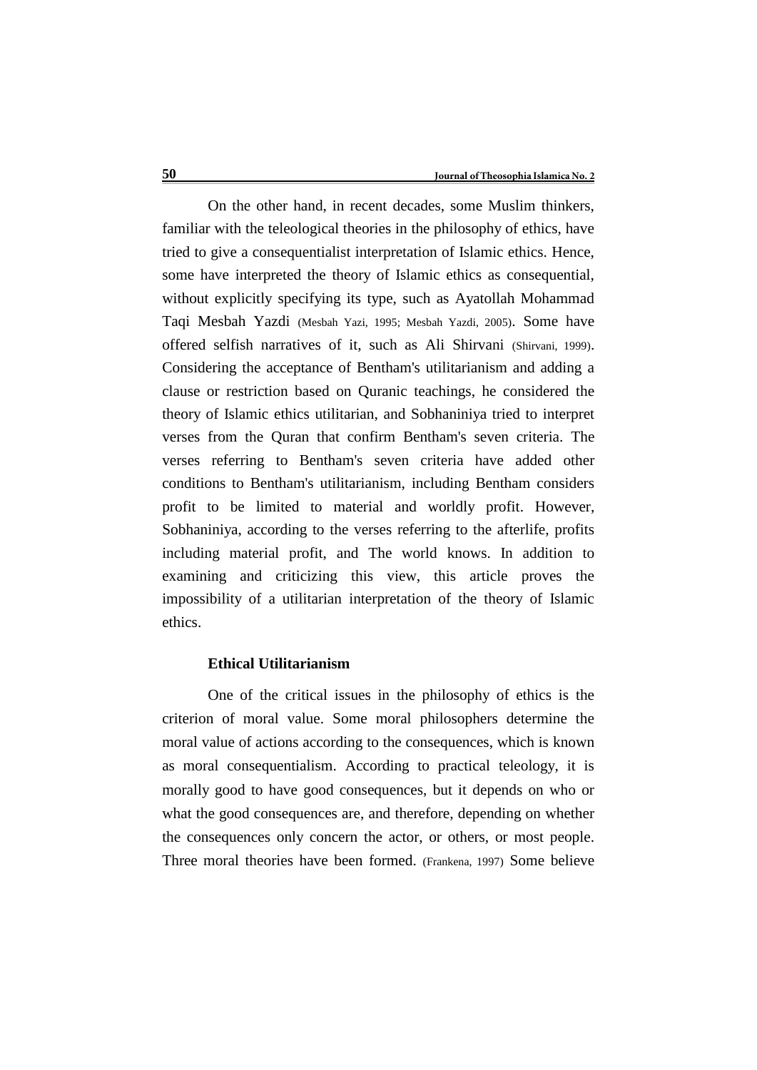On the other hand, in recent decades, some Muslim thinkers, familiar with the teleological theories in the philosophy of ethics, have tried to give a consequentialist interpretation of Islamic ethics. Hence, some have interpreted the theory of Islamic ethics as consequential, without explicitly specifying its type, such as Ayatollah Mohammad Taqi Mesbah Yazdi (Mesbah Yazi, 1995; Mesbah Yazdi, 2005). Some have offered selfish narratives of it, such as Ali Shirvani (Shirvani, 1999). Considering the acceptance of Bentham's utilitarianism and adding a clause or restriction based on Quranic teachings, he considered the theory of Islamic ethics utilitarian, and Sobhaniniya tried to interpret verses from the Quran that confirm Bentham's seven criteria. The verses referring to Bentham's seven criteria have added other conditions to Bentham's utilitarianism, including Bentham considers profit to be limited to material and worldly profit. However, Sobhaniniya, according to the verses referring to the afterlife, profits including material profit, and The world knows. In addition to examining and criticizing this view, this article proves the impossibility of a utilitarian interpretation of the theory of Islamic ethics.

### Ethical Utilitarianism

One of the critical issues in the philosophy of ethics is the criterion of moral value. Some moral philosophers determine the moral value of actions according to the consequences, which is known as moral consequentialism. According to practical teleology, it is morally good to have good consequences, but it depends on who or what the good consequences are, and therefore, depending on whether the consequences only concern the actor, or others, or most people. Three moral theories have been formed. (Frankena, 1997) Some believe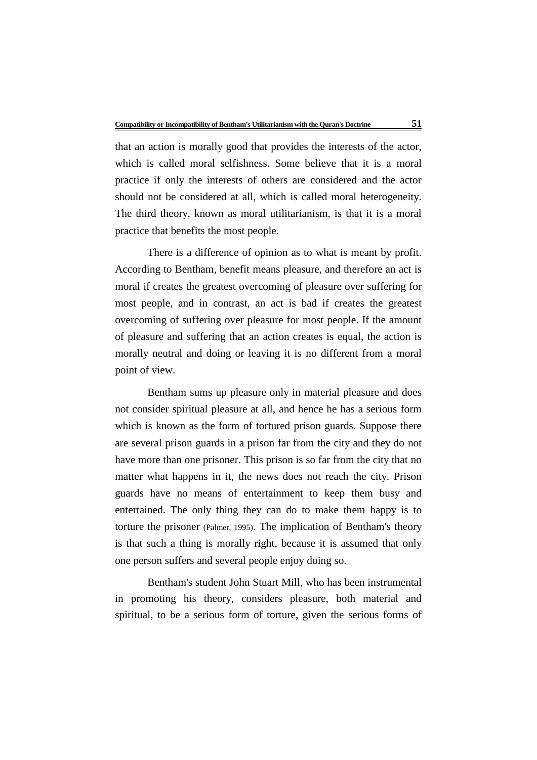that an action is morally good that provides the interests of the actor, which is called moral selfishness. Some believe that it is a moral practice if only the interests of others are considered and the actor should not be considered at all, which is called moral heterogeneity. The third theory, known as moral utilitarianism, is that it is a moral practice that benefits the most people.

There is a difference of opinion as to what is meant by profit. According to Bentham, benefit means pleasure, and therefore an act is moral if creates the greatest overcoming of pleasure over suffering for most people, and in contrast, an act is bad if creates the greatest overcoming of suffering over pleasure for most people. If the amount of pleasure and suffering that an action creates is equal, the action is morally neutral and doing or leaving it is no different from a moral point of view.

Bentham sums up pleasure only in material pleasure and does not consider spiritual pleasure at all, and hence he has a serious form which is known as the form of tortured prison guards. Suppose there are several prison guards in a prison far from the city and they do not have more than one prisoner. This prison is so far from the city that no matter what happens in it, the news does not reach the city. Prison guards have no means of entertainment to keep them busy and entertained. The only thing they can do to make them happy is to torture the prisoner (Palmer, 1995). The implication of Bentham's theory is that such a thing is morally right, because it is assumed that only one person suffers and several people enjoy doing so.

Bentham's student John Stuart Mill, who has been instrumental in promoting his theory, considers pleasure, both material and spiritual, to be a serious form of torture, given the serious forms of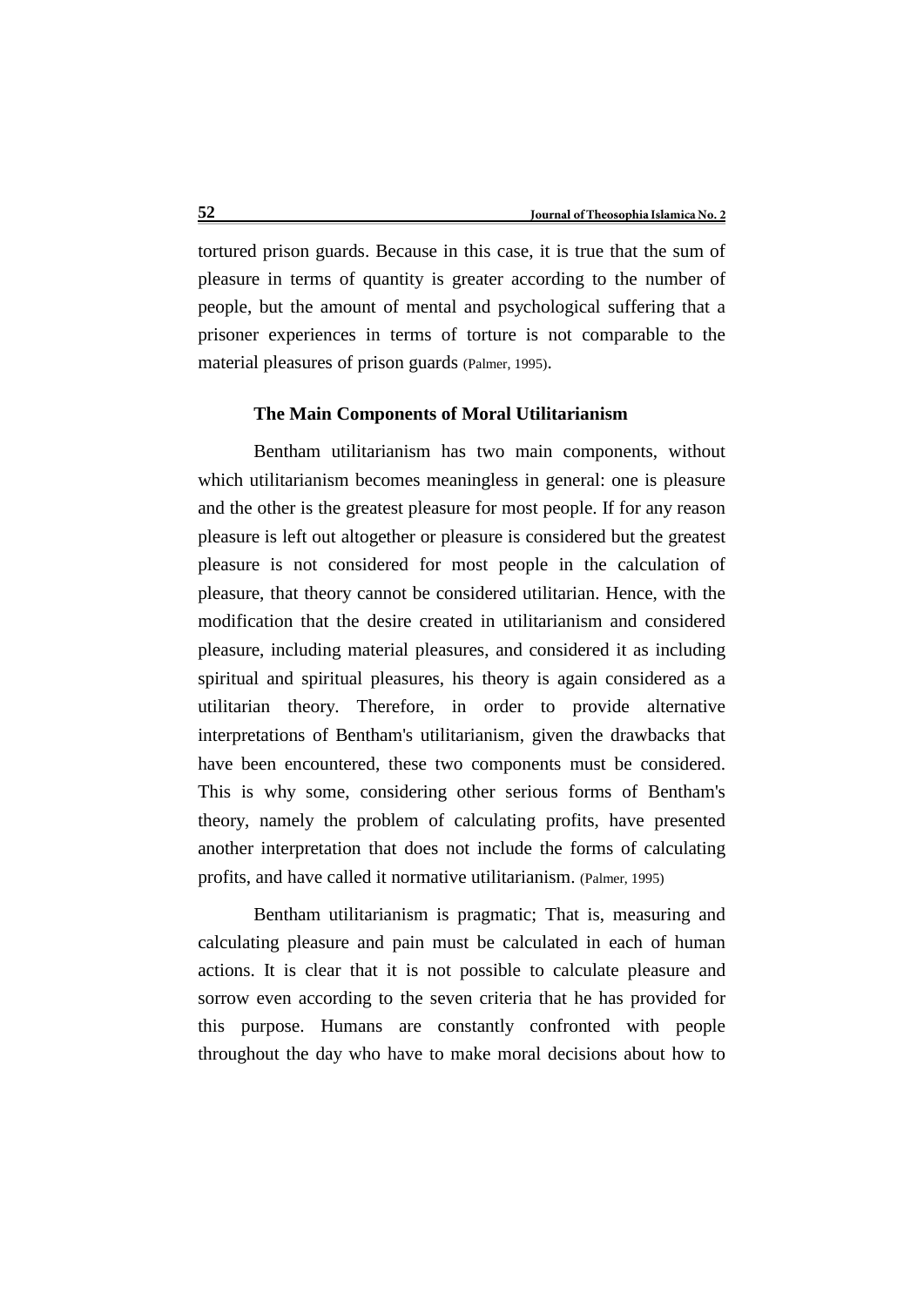tortured prison guards. Because in this case, it is true that the sum of pleasure in terms of quantity is greater according to the number of people, but the amount of mental and psychological suffering that a prisoner experiences in terms of torture is not comparable to the material pleasures of prison guards (Palmer, 1995).

## The Main Components of Moral Utilitarianism

Bentham utilitarianism has two main components, without which utilitarianism becomes meaningless in general: one is pleasure and the other is the greatest pleasure for most people. If for any reason pleasure is left out altogether or pleasure is considered but the greatest pleasure is not considered for most people in the calculation of pleasure, that theory cannot be considered utilitarian. Hence, with the modification that the desire created in utilitarianism and considered pleasure, including material pleasures, and considered it as including spiritual and spiritual pleasures, his theory is again considered as a utilitarian theory. Therefore, in order to provide alternative interpretations of Bentham's utilitarianism, given the drawbacks that have been encountered, these two components must be considered. This is why some, considering other serious forms of Bentham's theory, namely the problem of calculating profits, have presented another interpretation that does not include the forms of calculating profits, and have called it normative utilitarianism. (Palmer, 1995)

Bentham utilitarianism is pragmatic; That is, measuring and calculating pleasure and pain must be calculated in each of human actions. It is clear that it is not possible to calculate pleasure and sorrow even according to the seven criteria that he has provided for this purpose. Humans are constantly confronted with people throughout the day who have to make moral decisions about how to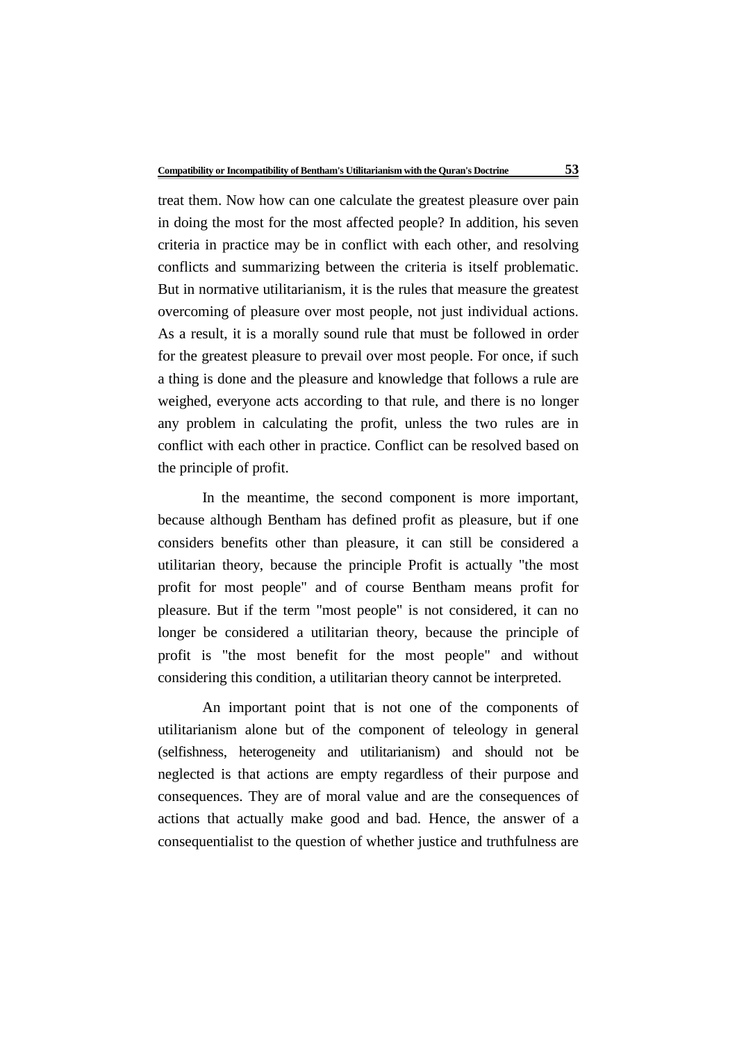treat them. Now how can one calculate the greatest pleasure over pain in doing the most for the most affected people? In addition, his seven criteria in practice may be in conflict with each other, and resolving conflicts and summarizing between the criteria is itself problematic. But in normative utilitarianism, it is the rules that measure the greatest overcoming of pleasure over most people, not just individual actions. As a result, it is a morally sound rule that must be followed in order for the greatest pleasure to prevail over most people. For once, if such a thing is done and the pleasure and knowledge that follows a rule are weighed, everyone acts according to that rule, and there is no longer any problem in calculating the profit, unless the two rules are in conflict with each other in practice. Conflict can be resolved based on the principle of profit.

In the meantime, the second component is more important, because although Bentham has defined profit as pleasure, but if one considers benefits other than pleasure, it can still be considered a utilitarian theory, because the principle Profit is actually "the most profit for most people" and of course Bentham means profit for pleasure. But if the term "most people" is not considered, it can no longer be considered a utilitarian theory, because the principle of profit is "the most benefit for the most people" and without considering this condition, a utilitarian theory cannot be interpreted.

An important point that is not one of the components of utilitarianism alone but of the component of teleology in general (selfishness, heterogeneity and utilitarianism) and should not be neglected is that actions are empty regardless of their purpose and consequences. They are of moral value and are the consequences of actions that actually make good and bad. Hence, the answer of a consequentialist to the question of whether justice and truthfulness are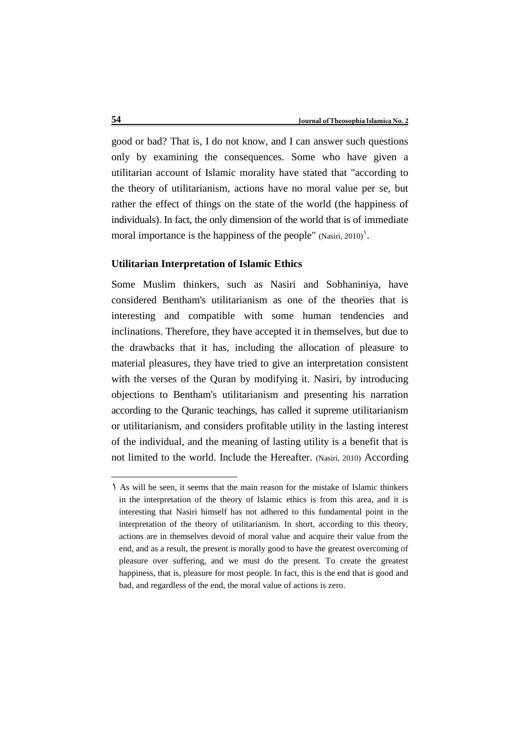good or bad? That is, I do not know, and I can answer such questions only by examining the consequences. Some who have given a utilitarian account of Islamic morality have stated that "according to the theory of utilitarianism, actions have no moral value per se, but rather the effect of things on the state of the world (the happiness of individuals). In fact, the only dimension of the world that is of immediate moral importance is the happiness of the people" (Nasiri, 2010)[1].

### Utilitarian Interpretation of Islamic Ethics

Some Muslim thinkers, such as Nasiri and Sobhaniniya, have considered Bentham's utilitarianism as one of the theories that is interesting and compatible with some human tendencies and inclinations. Therefore, they have accepted it in themselves, but due to the drawbacks that it has, including the allocation of pleasure to material pleasures, they have tried to give an interpretation consistent with the verses of the Quran by modifying it. Nasiri, by introducing objections to Bentham's utilitarianism and presenting his narration according to the Quranic teachings, has called it supreme utilitarianism or utilitarianism, and considers profitable utility in the lasting interest of the individual, and the meaning of lasting utility is a benefit that is not limited to the world. Include the Hereafter. (Nasiri, 2010) According

---

[1] As will be seen, it seems that the main reason for the mistake of Islamic thinkers in the interpretation of the theory of Islamic ethics is from this area, and it is interesting that Nasiri himself has not adhered to this fundamental point in the interpretation of the theory of utilitarianism. In short, according to this theory, actions are in themselves devoid of moral value and acquire their value from the end, and as a result, the present is morally good to have the greatest overcoming of pleasure over suffering, and we must do the present. To create the greatest happiness, that is, pleasure for most people. In fact, this is the end that is good and bad, and regardless of the end, the moral value of actions is zero.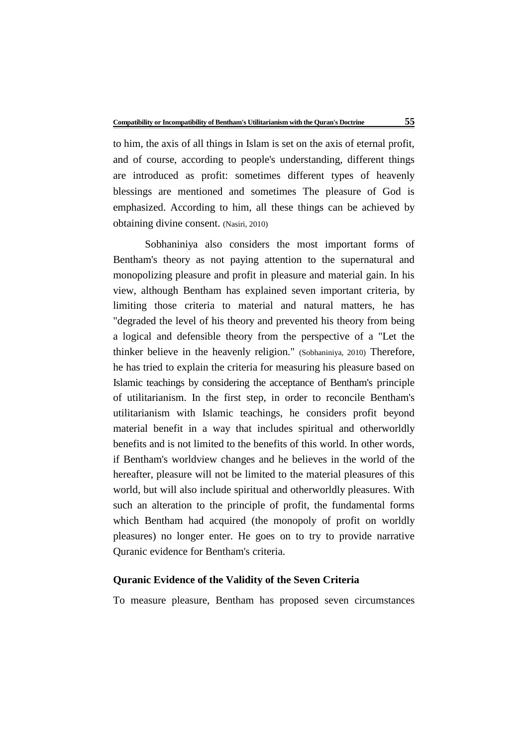to him, the axis of all things in Islam is set on the axis of eternal profit, and of course, according to people's understanding, different things are introduced as profit: sometimes different types of heavenly blessings are mentioned and sometimes The pleasure of God is emphasized. According to him, all these things can be achieved by obtaining divine consent. (Nasiri, 2010)

Sobhaniniya also considers the most important forms of Bentham's theory as not paying attention to the supernatural and monopolizing pleasure and profit in pleasure and material gain. In his view, although Bentham has explained seven important criteria, by limiting those criteria to material and natural matters, he has "degraded the level of his theory and prevented his theory from being a logical and defensible theory from the perspective of a "Let the thinker believe in the heavenly religion." (Sobhaniniya, 2010) Therefore, he has tried to explain the criteria for measuring his pleasure based on Islamic teachings by considering the acceptance of Bentham's principle of utilitarianism. In the first step, in order to reconcile Bentham's utilitarianism with Islamic teachings, he considers profit beyond material benefit in a way that includes spiritual and otherworldly benefits and is not limited to the benefits of this world. In other words, if Bentham's worldview changes and he believes in the world of the hereafter, pleasure will not be limited to the material pleasures of this world, but will also include spiritual and otherworldly pleasures. With such an alteration to the principle of profit, the fundamental forms which Bentham had acquired (the monopoly of profit on worldly pleasures) no longer enter. He goes on to try to provide narrative Quranic evidence for Bentham's criteria.

### Quranic Evidence of the Validity of the Seven Criteria

To measure pleasure, Bentham has proposed seven circumstances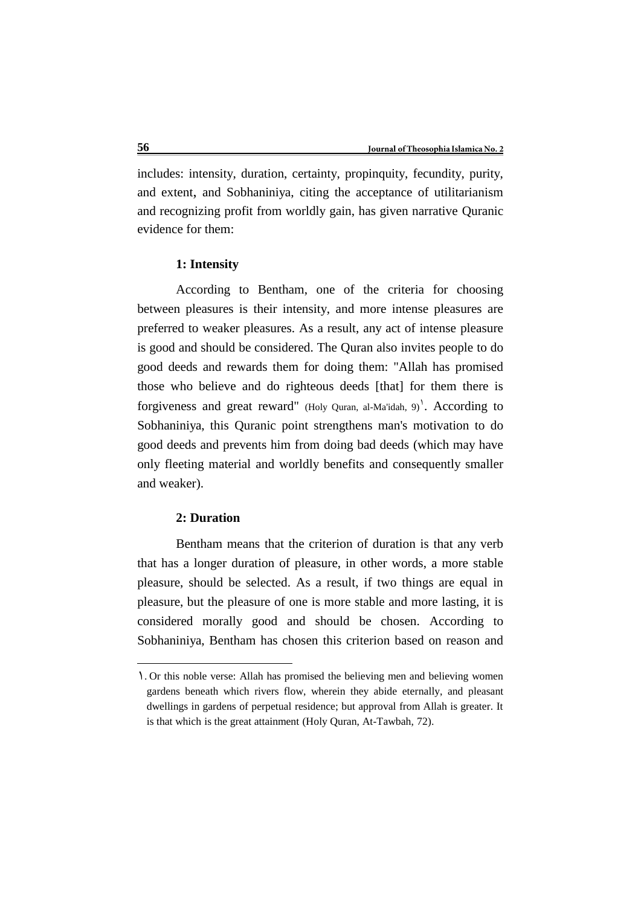includes: intensity, duration, certainty, propinquity, fecundity, purity, and extent, and Sobhaniniya, citing the acceptance of utilitarianism and recognizing profit from worldly gain, has given narrative Quranic evidence for them:

**1: Intensity**

According to Bentham, one of the criteria for choosing between pleasures is their intensity, and more intense pleasures are preferred to weaker pleasures. As a result, any act of intense pleasure is good and should be considered. The Quran also invites people to do good deeds and rewards them for doing them: "Allah has promised those who believe and do righteous deeds [that] for them there is forgiveness and great reward" (Holy Quran, al-Ma'idah, 9)[1]. According to Sobhaniniya, this Quranic point strengthens man's motivation to do good deeds and prevents him from doing bad deeds (which may have only fleeting material and worldly benefits and consequently smaller and weaker).

**2: Duration**

Bentham means that the criterion of duration is that any verb that has a longer duration of pleasure, in other words, a more stable pleasure, should be selected. As a result, if two things are equal in pleasure, but the pleasure of one is more stable and more lasting, it is considered morally good and should be chosen. According to Sobhaniniya, Bentham has chosen this criterion based on reason and

---

[1]. Or this noble verse: Allah has promised the believing men and believing women gardens beneath which rivers flow, wherein they abide eternally, and pleasant dwellings in gardens of perpetual residence; but approval from Allah is greater. It is that which is the great attainment (Holy Quran, At-Tawbah, 72).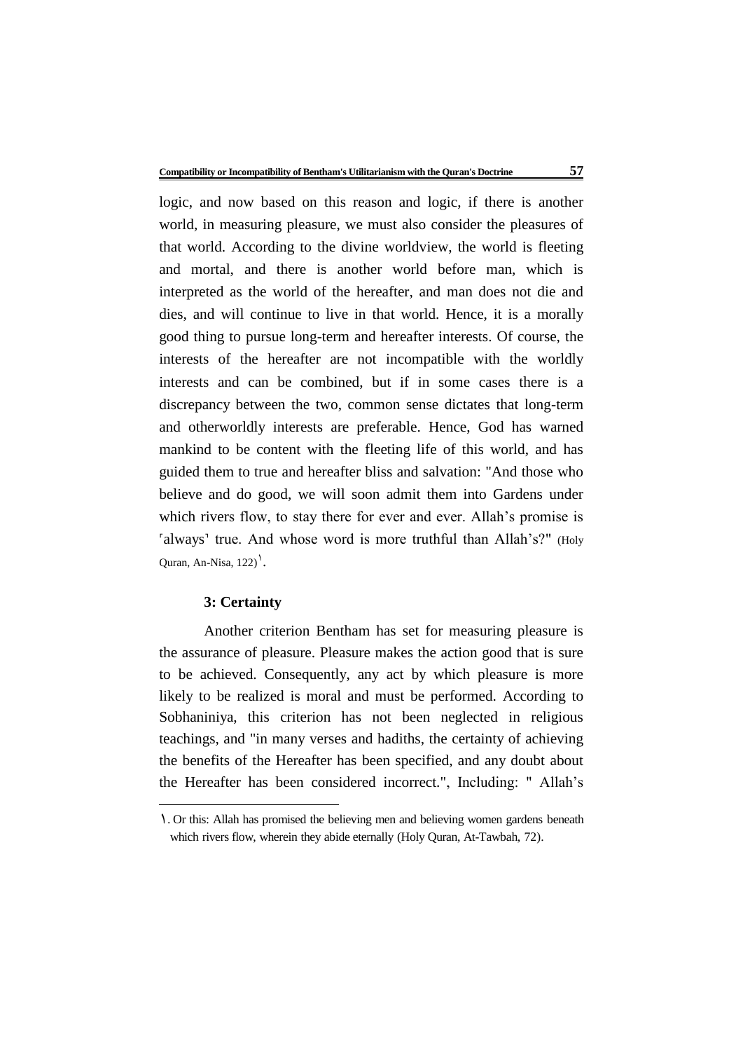logic, and now based on this reason and logic, if there is another world, in measuring pleasure, we must also consider the pleasures of that world. According to the divine worldview, the world is fleeting and mortal, and there is another world before man, which is interpreted as the world of the hereafter, and man does not die and dies, and will continue to live in that world. Hence, it is a morally good thing to pursue long-term and hereafter interests. Of course, the interests of the hereafter are not incompatible with the worldly interests and can be combined, but if in some cases there is a discrepancy between the two, common sense dictates that long-term and otherworldly interests are preferable. Hence, God has warned mankind to be content with the fleeting life of this world, and has guided them to true and hereafter bliss and salvation: "And those who believe and do good, we will soon admit them into Gardens under which rivers flow, to stay there for ever and ever. Allah's promise is ⌈always⌉ true. And whose word is more truthful than Allah's?" (Holy Quran, An-Nisa, 122)[١].

### 3: Certainty

Another criterion Bentham has set for measuring pleasure is the assurance of pleasure. Pleasure makes the action good that is sure to be achieved. Consequently, any act by which pleasure is more likely to be realized is moral and must be performed. According to Sobhaniniya, this criterion has not been neglected in religious teachings, and "in many verses and hadiths, the certainty of achieving the benefits of the Hereafter has been specified, and any doubt about the Hereafter has been considered incorrect.", Including: " Allah's

---

١. Or this: Allah has promised the believing men and believing women gardens beneath which rivers flow, wherein they abide eternally (Holy Quran, At-Tawbah, 72).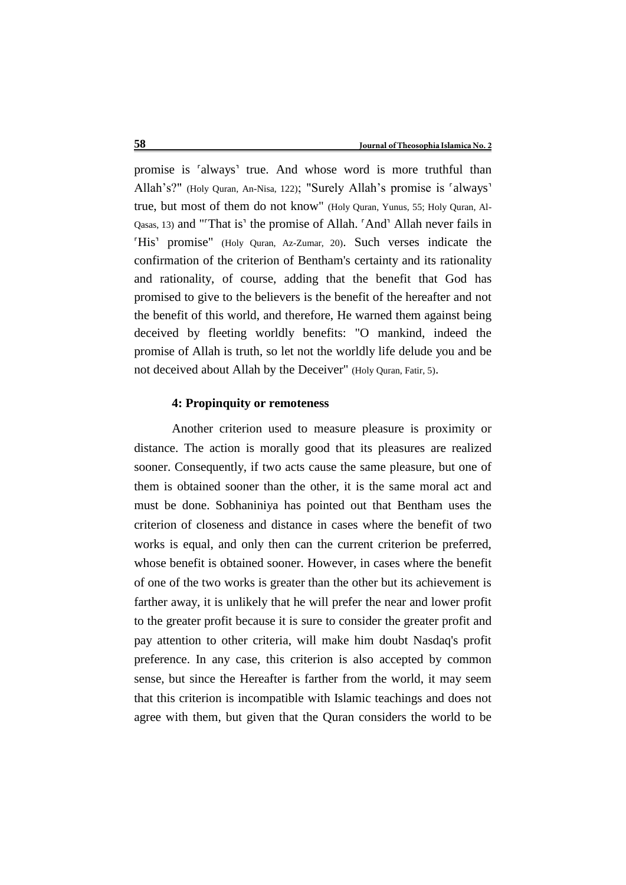promise is ⸢always⸣ true. And whose word is more truthful than Allah's?" (Holy Quran, An-Nisa, 122); "Surely Allah's promise is ⸢always⸣ true, but most of them do not know" (Holy Quran, Yunus, 55; Holy Quran, Al-Qasas, 13) and "⸢That is⸣ the promise of Allah. ⸢And⸣ Allah never fails in ⸢His⸣ promise" (Holy Quran, Az-Zumar, 20). Such verses indicate the confirmation of the criterion of Bentham's certainty and its rationality and rationality, of course, adding that the benefit that God has promised to give to the believers is the benefit of the hereafter and not the benefit of this world, and therefore, He warned them against being deceived by fleeting worldly benefits: "O mankind, indeed the promise of Allah is truth, so let not the worldly life delude you and be not deceived about Allah by the Deceiver" (Holy Quran, Fatir, 5).

#### 4: Propinquity or remoteness

Another criterion used to measure pleasure is proximity or distance. The action is morally good that its pleasures are realized sooner. Consequently, if two acts cause the same pleasure, but one of them is obtained sooner than the other, it is the same moral act and must be done. Sobhaniniya has pointed out that Bentham uses the criterion of closeness and distance in cases where the benefit of two works is equal, and only then can the current criterion be preferred, whose benefit is obtained sooner. However, in cases where the benefit of one of the two works is greater than the other but its achievement is farther away, it is unlikely that he will prefer the near and lower profit to the greater profit because it is sure to consider the greater profit and pay attention to other criteria, will make him doubt Nasdaq's profit preference. In any case, this criterion is also accepted by common sense, but since the Hereafter is farther from the world, it may seem that this criterion is incompatible with Islamic teachings and does not agree with them, but given that the Quran considers the world to be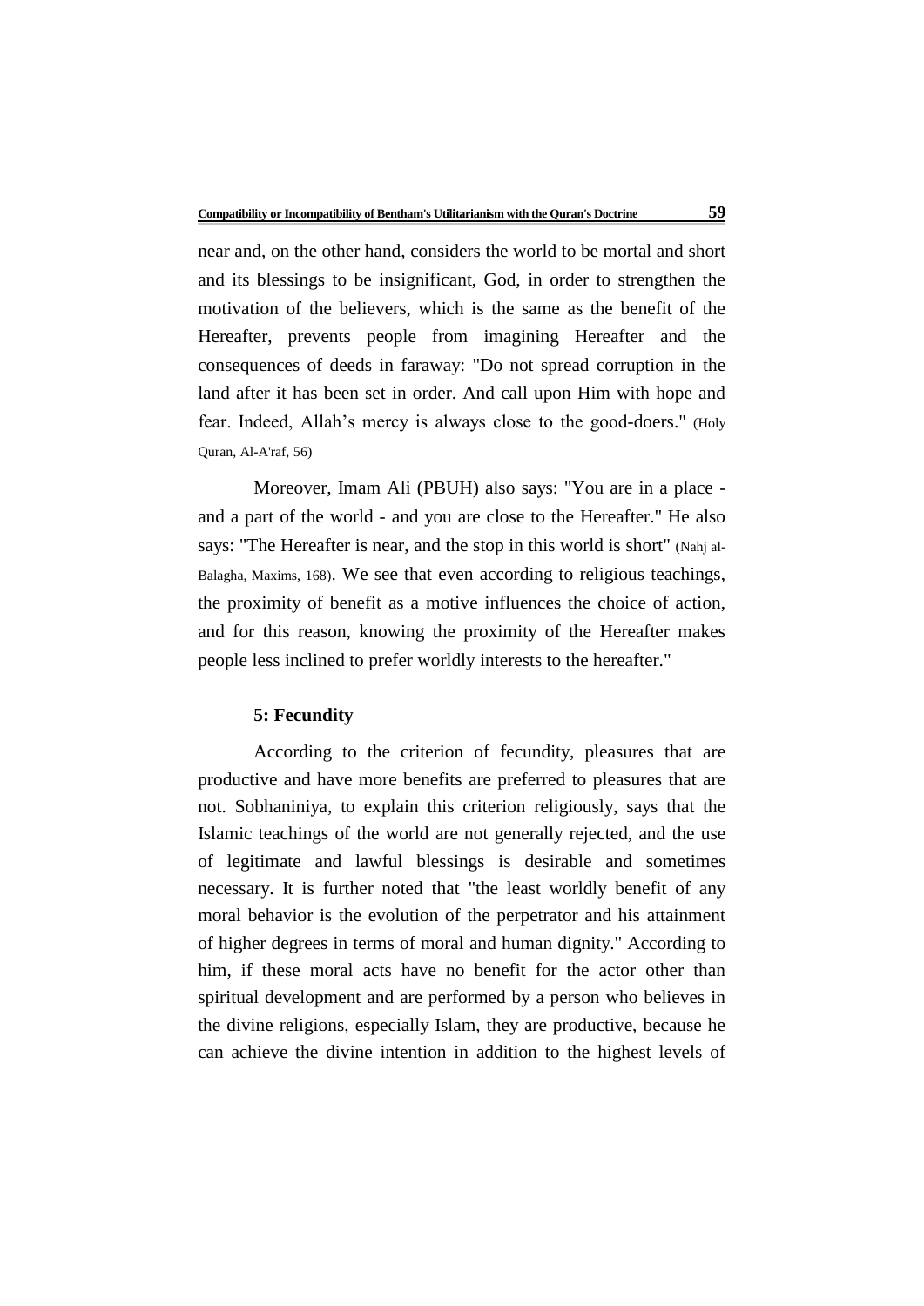near and, on the other hand, considers the world to be mortal and short and its blessings to be insignificant, God, in order to strengthen the motivation of the believers, which is the same as the benefit of the Hereafter, prevents people from imagining Hereafter and the consequences of deeds in faraway: "Do not spread corruption in the land after it has been set in order. And call upon Him with hope and fear. Indeed, Allah's mercy is always close to the good-doers." (Holy Quran, Al-A'raf, 56)

Moreover, Imam Ali (PBUH) also says: "You are in a place - and a part of the world - and you are close to the Hereafter." He also says: "The Hereafter is near, and the stop in this world is short" (Nahj al-Balagha, Maxims, 168). We see that even according to religious teachings, the proximity of benefit as a motive influences the choice of action, and for this reason, knowing the proximity of the Hereafter makes people less inclined to prefer worldly interests to the hereafter."

#### 5: Fecundity

According to the criterion of fecundity, pleasures that are productive and have more benefits are preferred to pleasures that are not. Sobhaniniya, to explain this criterion religiously, says that the Islamic teachings of the world are not generally rejected, and the use of legitimate and lawful blessings is desirable and sometimes necessary. It is further noted that "the least worldly benefit of any moral behavior is the evolution of the perpetrator and his attainment of higher degrees in terms of moral and human dignity." According to him, if these moral acts have no benefit for the actor other than spiritual development and are performed by a person who believes in the divine religions, especially Islam, they are productive, because he can achieve the divine intention in addition to the highest levels of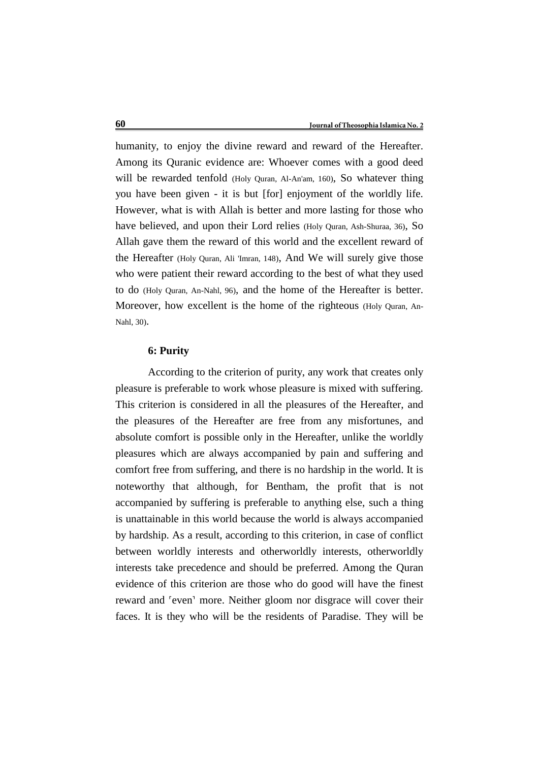humanity, to enjoy the divine reward and reward of the Hereafter. Among its Quranic evidence are: Whoever comes with a good deed will be rewarded tenfold (Holy Quran, Al-An'am, 160), So whatever thing you have been given - it is but [for] enjoyment of the worldly life. However, what is with Allah is better and more lasting for those who have believed, and upon their Lord relies (Holy Quran, Ash-Shuraa, 36), So Allah gave them the reward of this world and the excellent reward of the Hereafter (Holy Quran, Ali 'Imran, 148), And We will surely give those who were patient their reward according to the best of what they used to do (Holy Quran, An-Nahl, 96), and the home of the Hereafter is better. Moreover, how excellent is the home of the righteous (Holy Quran, An-Nahl, 30).

**6: Purity**

According to the criterion of purity, any work that creates only pleasure is preferable to work whose pleasure is mixed with suffering. This criterion is considered in all the pleasures of the Hereafter, and the pleasures of the Hereafter are free from any misfortunes, and absolute comfort is possible only in the Hereafter, unlike the worldly pleasures which are always accompanied by pain and suffering and comfort free from suffering, and there is no hardship in the world. It is noteworthy that although, for Bentham, the profit that is not accompanied by suffering is preferable to anything else, such a thing is unattainable in this world because the world is always accompanied by hardship. As a result, according to this criterion, in case of conflict between worldly interests and otherworldly interests, otherworldly interests take precedence and should be preferred. Among the Quran evidence of this criterion are those who do good will have the finest reward and ʿevenʾ more. Neither gloom nor disgrace will cover their faces. It is they who will be the residents of Paradise. They will be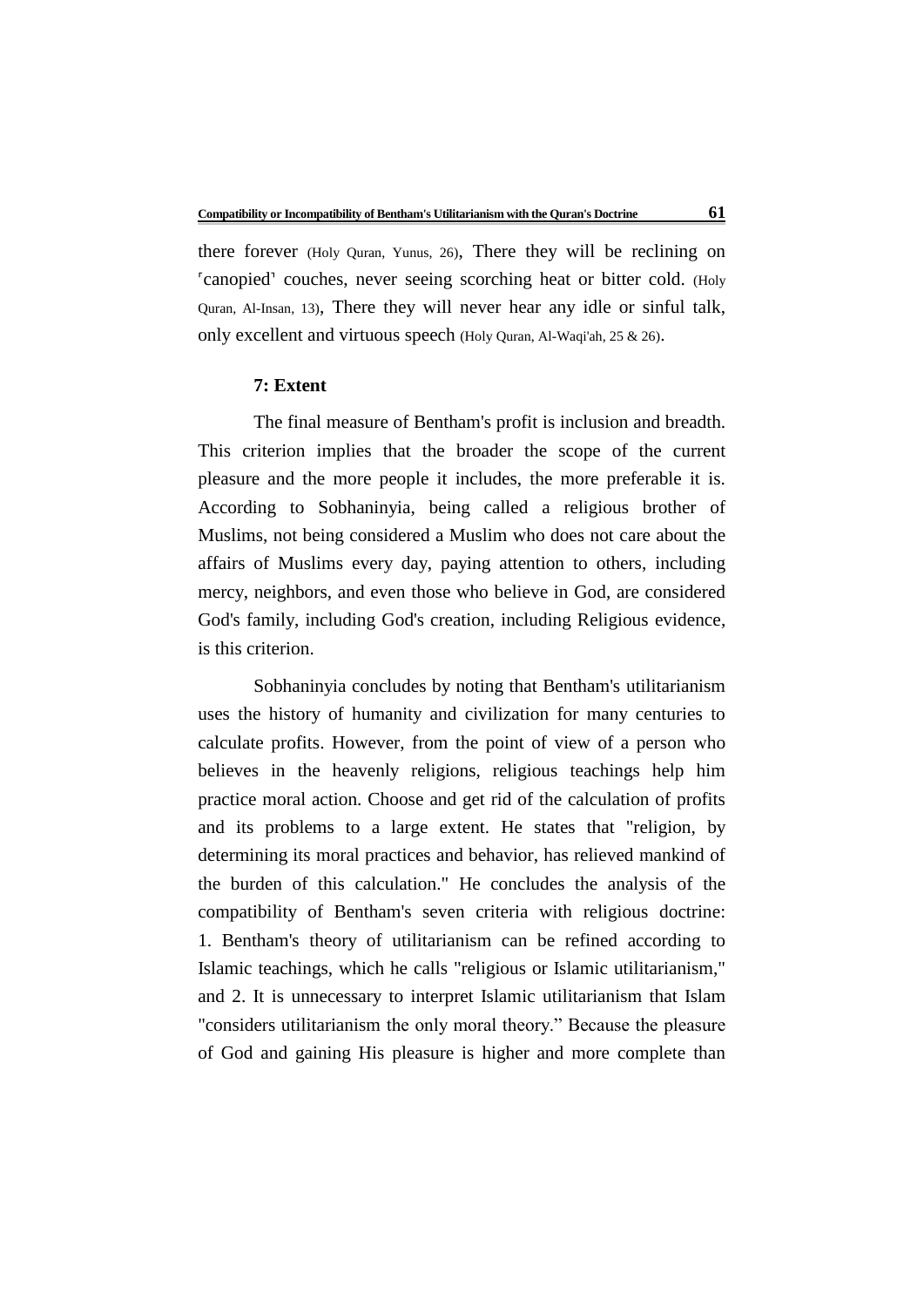there forever (Holy Quran, Yunus, 26), There they will be reclining on ˹canopied˺ couches, never seeing scorching heat or bitter cold. (Holy Quran, Al-Insan, 13), There they will never hear any idle or sinful talk, only excellent and virtuous speech (Holy Quran, Al-Waqi'ah, 25 & 26).

#### 7: Extent

The final measure of Bentham's profit is inclusion and breadth. This criterion implies that the broader the scope of the current pleasure and the more people it includes, the more preferable it is. According to Sobhaninyia, being called a religious brother of Muslims, not being considered a Muslim who does not care about the affairs of Muslims every day, paying attention to others, including mercy, neighbors, and even those who believe in God, are considered God's family, including God's creation, including Religious evidence, is this criterion.

Sobhaninyia concludes by noting that Bentham's utilitarianism uses the history of humanity and civilization for many centuries to calculate profits. However, from the point of view of a person who believes in the heavenly religions, religious teachings help him practice moral action. Choose and get rid of the calculation of profits and its problems to a large extent. He states that "religion, by determining its moral practices and behavior, has relieved mankind of the burden of this calculation." He concludes the analysis of the compatibility of Bentham's seven criteria with religious doctrine: 1. Bentham's theory of utilitarianism can be refined according to Islamic teachings, which he calls "religious or Islamic utilitarianism," and 2. It is unnecessary to interpret Islamic utilitarianism that Islam "considers utilitarianism the only moral theory." Because the pleasure of God and gaining His pleasure is higher and more complete than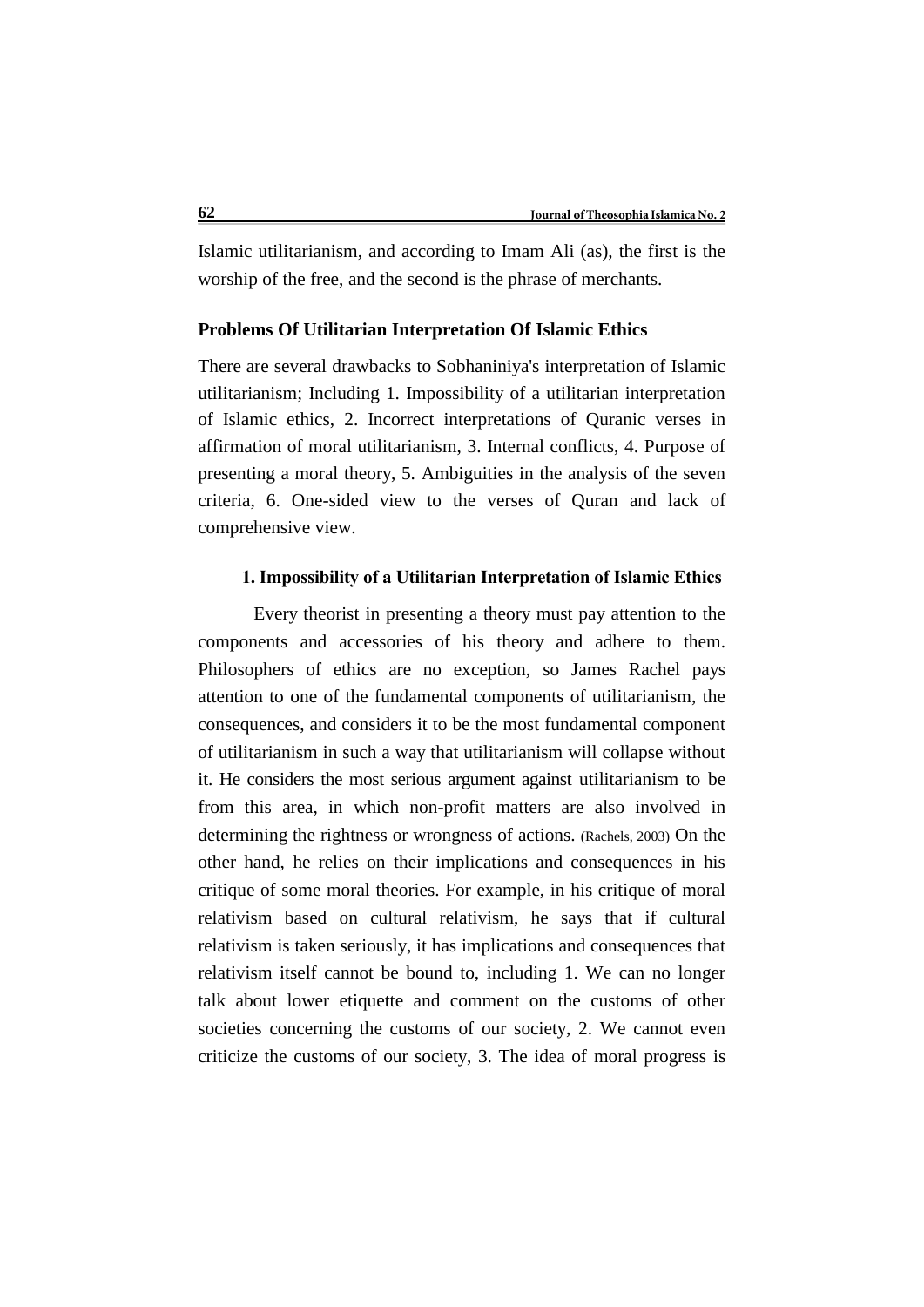Islamic utilitarianism, and according to Imam Ali (as), the first is the worship of the free, and the second is the phrase of merchants.

## Problems Of Utilitarian Interpretation Of Islamic Ethics

There are several drawbacks to Sobhaniniya's interpretation of Islamic utilitarianism; Including 1. Impossibility of a utilitarian interpretation of Islamic ethics, 2. Incorrect interpretations of Quranic verses in affirmation of moral utilitarianism, 3. Internal conflicts, 4. Purpose of presenting a moral theory, 5. Ambiguities in the analysis of the seven criteria, 6. One-sided view to the verses of Quran and lack of comprehensive view.

### 1. Impossibility of a Utilitarian Interpretation of Islamic Ethics

Every theorist in presenting a theory must pay attention to the components and accessories of his theory and adhere to them. Philosophers of ethics are no exception, so James Rachel pays attention to one of the fundamental components of utilitarianism, the consequences, and considers it to be the most fundamental component of utilitarianism in such a way that utilitarianism will collapse without it. He considers the most serious argument against utilitarianism to be from this area, in which non-profit matters are also involved in determining the rightness or wrongness of actions. (Rachels, 2003) On the other hand, he relies on their implications and consequences in his critique of some moral theories. For example, in his critique of moral relativism based on cultural relativism, he says that if cultural relativism is taken seriously, it has implications and consequences that relativism itself cannot be bound to, including 1. We can no longer talk about lower etiquette and comment on the customs of other societies concerning the customs of our society, 2. We cannot even criticize the customs of our society, 3. The idea of moral progress is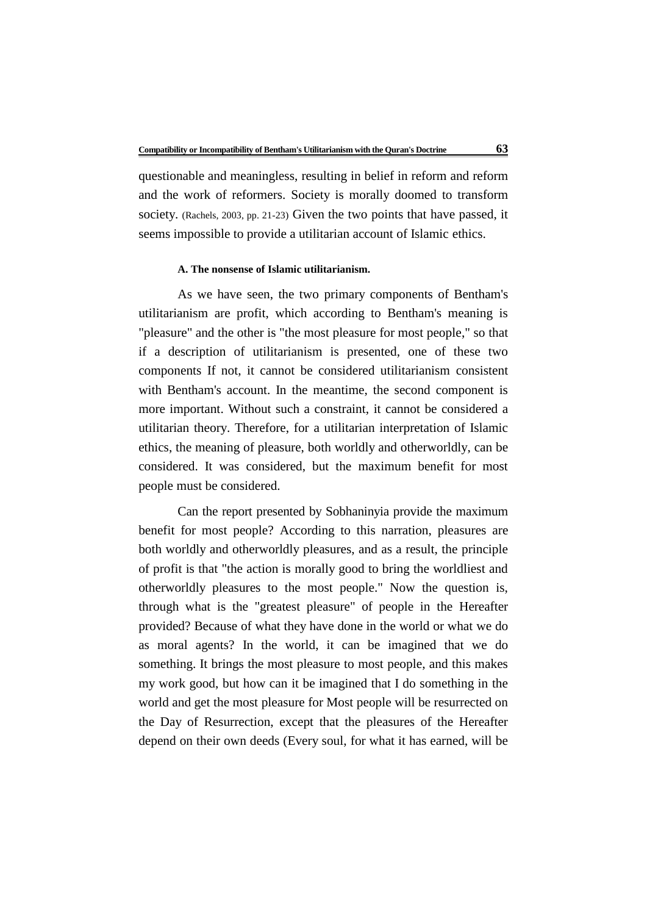questionable and meaningless, resulting in belief in reform and reform and the work of reformers. Society is morally doomed to transform society. (Rachels, 2003, pp. 21-23) Given the two points that have passed, it seems impossible to provide a utilitarian account of Islamic ethics.

#### A. The nonsense of Islamic utilitarianism.

As we have seen, the two primary components of Bentham's utilitarianism are profit, which according to Bentham's meaning is "pleasure" and the other is "the most pleasure for most people," so that if a description of utilitarianism is presented, one of these two components If not, it cannot be considered utilitarianism consistent with Bentham's account. In the meantime, the second component is more important. Without such a constraint, it cannot be considered a utilitarian theory. Therefore, for a utilitarian interpretation of Islamic ethics, the meaning of pleasure, both worldly and otherworldly, can be considered. It was considered, but the maximum benefit for most people must be considered.

Can the report presented by Sobhaninyia provide the maximum benefit for most people? According to this narration, pleasures are both worldly and otherworldly pleasures, and as a result, the principle of profit is that "the action is morally good to bring the worldliest and otherworldly pleasures to the most people." Now the question is, through what is the "greatest pleasure" of people in the Hereafter provided? Because of what they have done in the world or what we do as moral agents? In the world, it can be imagined that we do something. It brings the most pleasure to most people, and this makes my work good, but how can it be imagined that I do something in the world and get the most pleasure for Most people will be resurrected on the Day of Resurrection, except that the pleasures of the Hereafter depend on their own deeds (Every soul, for what it has earned, will be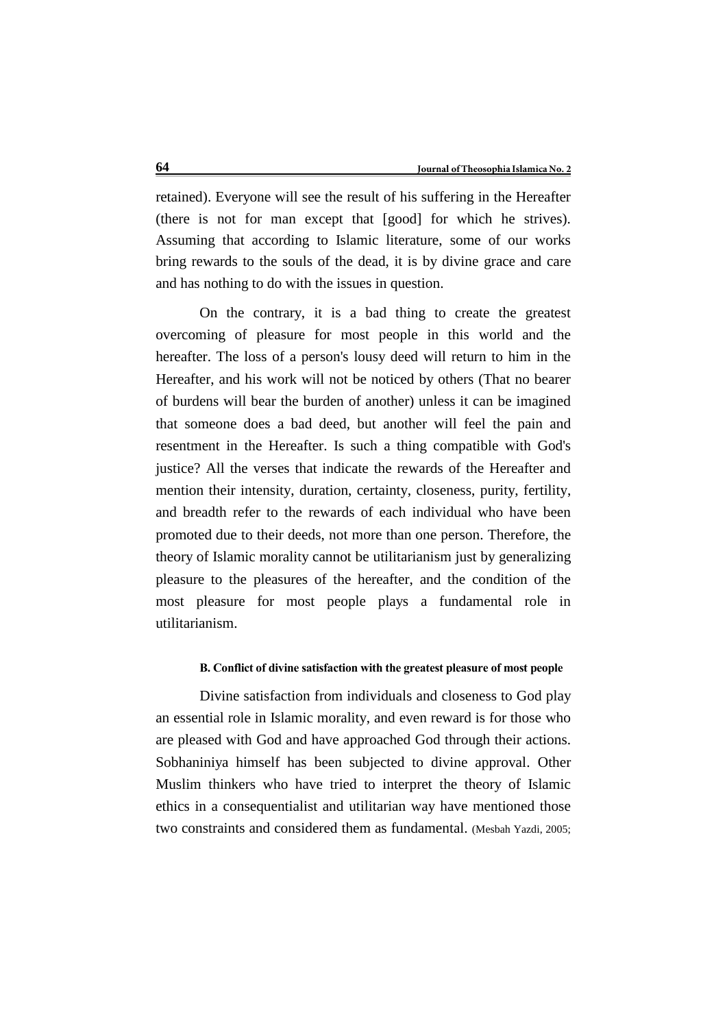retained). Everyone will see the result of his suffering in the Hereafter (there is not for man except that [good] for which he strives). Assuming that according to Islamic literature, some of our works bring rewards to the souls of the dead, it is by divine grace and care and has nothing to do with the issues in question.

On the contrary, it is a bad thing to create the greatest overcoming of pleasure for most people in this world and the hereafter. The loss of a person's lousy deed will return to him in the Hereafter, and his work will not be noticed by others (That no bearer of burdens will bear the burden of another) unless it can be imagined that someone does a bad deed, but another will feel the pain and resentment in the Hereafter. Is such a thing compatible with God's justice? All the verses that indicate the rewards of the Hereafter and mention their intensity, duration, certainty, closeness, purity, fertility, and breadth refer to the rewards of each individual who have been promoted due to their deeds, not more than one person. Therefore, the theory of Islamic morality cannot be utilitarianism just by generalizing pleasure to the pleasures of the hereafter, and the condition of the most pleasure for most people plays a fundamental role in utilitarianism.

#### B. Conflict of divine satisfaction with the greatest pleasure of most people

Divine satisfaction from individuals and closeness to God play an essential role in Islamic morality, and even reward is for those who are pleased with God and have approached God through their actions. Sobhaniniya himself has been subjected to divine approval. Other Muslim thinkers who have tried to interpret the theory of Islamic ethics in a consequentialist and utilitarian way have mentioned those two constraints and considered them as fundamental. (Mesbah Yazdi, 2005;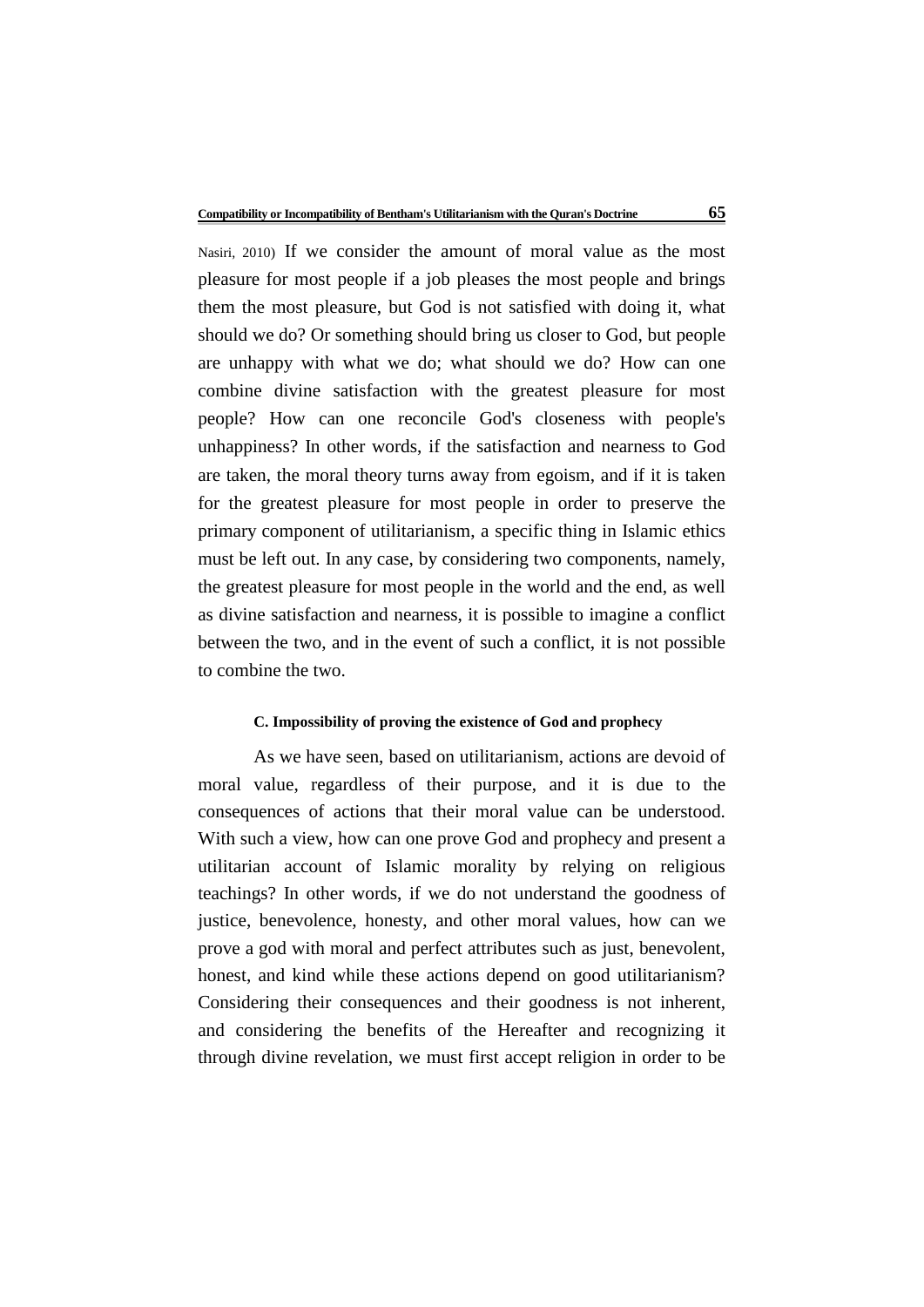Nasiri, 2010) If we consider the amount of moral value as the most pleasure for most people if a job pleases the most people and brings them the most pleasure, but God is not satisfied with doing it, what should we do? Or something should bring us closer to God, but people are unhappy with what we do; what should we do? How can one combine divine satisfaction with the greatest pleasure for most people? How can one reconcile God's closeness with people's unhappiness? In other words, if the satisfaction and nearness to God are taken, the moral theory turns away from egoism, and if it is taken for the greatest pleasure for most people in order to preserve the primary component of utilitarianism, a specific thing in Islamic ethics must be left out. In any case, by considering two components, namely, the greatest pleasure for most people in the world and the end, as well as divine satisfaction and nearness, it is possible to imagine a conflict between the two, and in the event of such a conflict, it is not possible to combine the two.

#### C. Impossibility of proving the existence of God and prophecy

As we have seen, based on utilitarianism, actions are devoid of moral value, regardless of their purpose, and it is due to the consequences of actions that their moral value can be understood. With such a view, how can one prove God and prophecy and present a utilitarian account of Islamic morality by relying on religious teachings? In other words, if we do not understand the goodness of justice, benevolence, honesty, and other moral values, how can we prove a god with moral and perfect attributes such as just, benevolent, honest, and kind while these actions depend on good utilitarianism? Considering their consequences and their goodness is not inherent, and considering the benefits of the Hereafter and recognizing it through divine revelation, we must first accept religion in order to be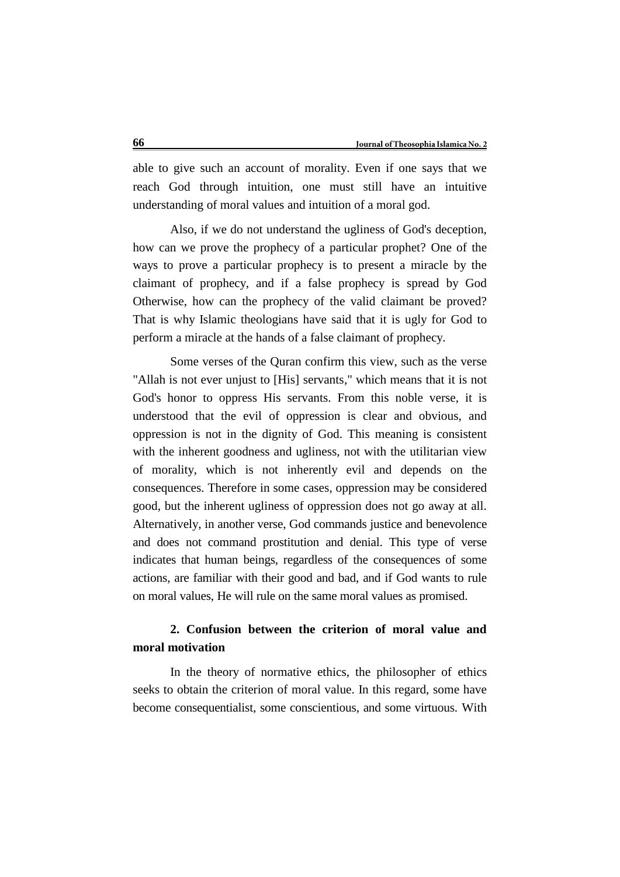able to give such an account of morality. Even if one says that we reach God through intuition, one must still have an intuitive understanding of moral values and intuition of a moral god.

Also, if we do not understand the ugliness of God's deception, how can we prove the prophecy of a particular prophet? One of the ways to prove a particular prophecy is to present a miracle by the claimant of prophecy, and if a false prophecy is spread by God Otherwise, how can the prophecy of the valid claimant be proved? That is why Islamic theologians have said that it is ugly for God to perform a miracle at the hands of a false claimant of prophecy.

Some verses of the Quran confirm this view, such as the verse "Allah is not ever unjust to [His] servants," which means that it is not God's honor to oppress His servants. From this noble verse, it is understood that the evil of oppression is clear and obvious, and oppression is not in the dignity of God. This meaning is consistent with the inherent goodness and ugliness, not with the utilitarian view of morality, which is not inherently evil and depends on the consequences. Therefore in some cases, oppression may be considered good, but the inherent ugliness of oppression does not go away at all. Alternatively, in another verse, God commands justice and benevolence and does not command prostitution and denial. This type of verse indicates that human beings, regardless of the consequences of some actions, are familiar with their good and bad, and if God wants to rule on moral values, He will rule on the same moral values as promised.

### 2. Confusion between the criterion of moral value and moral motivation

In the theory of normative ethics, the philosopher of ethics seeks to obtain the criterion of moral value. In this regard, some have become consequentialist, some conscientious, and some virtuous. With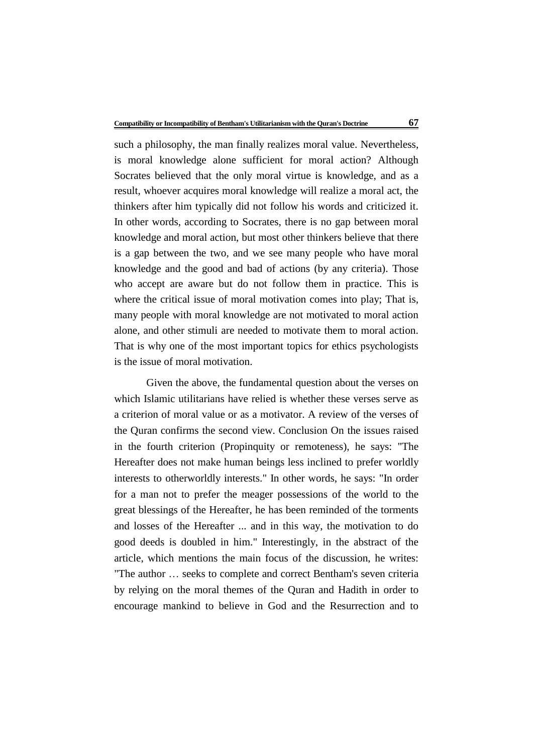such a philosophy, the man finally realizes moral value. Nevertheless, is moral knowledge alone sufficient for moral action? Although Socrates believed that the only moral virtue is knowledge, and as a result, whoever acquires moral knowledge will realize a moral act, the thinkers after him typically did not follow his words and criticized it. In other words, according to Socrates, there is no gap between moral knowledge and moral action, but most other thinkers believe that there is a gap between the two, and we see many people who have moral knowledge and the good and bad of actions (by any criteria). Those who accept are aware but do not follow them in practice. This is where the critical issue of moral motivation comes into play; That is, many people with moral knowledge are not motivated to moral action alone, and other stimuli are needed to motivate them to moral action. That is why one of the most important topics for ethics psychologists is the issue of moral motivation.

Given the above, the fundamental question about the verses on which Islamic utilitarians have relied is whether these verses serve as a criterion of moral value or as a motivator. A review of the verses of the Quran confirms the second view. Conclusion On the issues raised in the fourth criterion (Propinquity or remoteness), he says: "The Hereafter does not make human beings less inclined to prefer worldly interests to otherworldly interests." In other words, he says: "In order for a man not to prefer the meager possessions of the world to the great blessings of the Hereafter, he has been reminded of the torments and losses of the Hereafter ... and in this way, the motivation to do good deeds is doubled in him." Interestingly, in the abstract of the article, which mentions the main focus of the discussion, he writes: "The author … seeks to complete and correct Bentham's seven criteria by relying on the moral themes of the Quran and Hadith in order to encourage mankind to believe in God and the Resurrection and to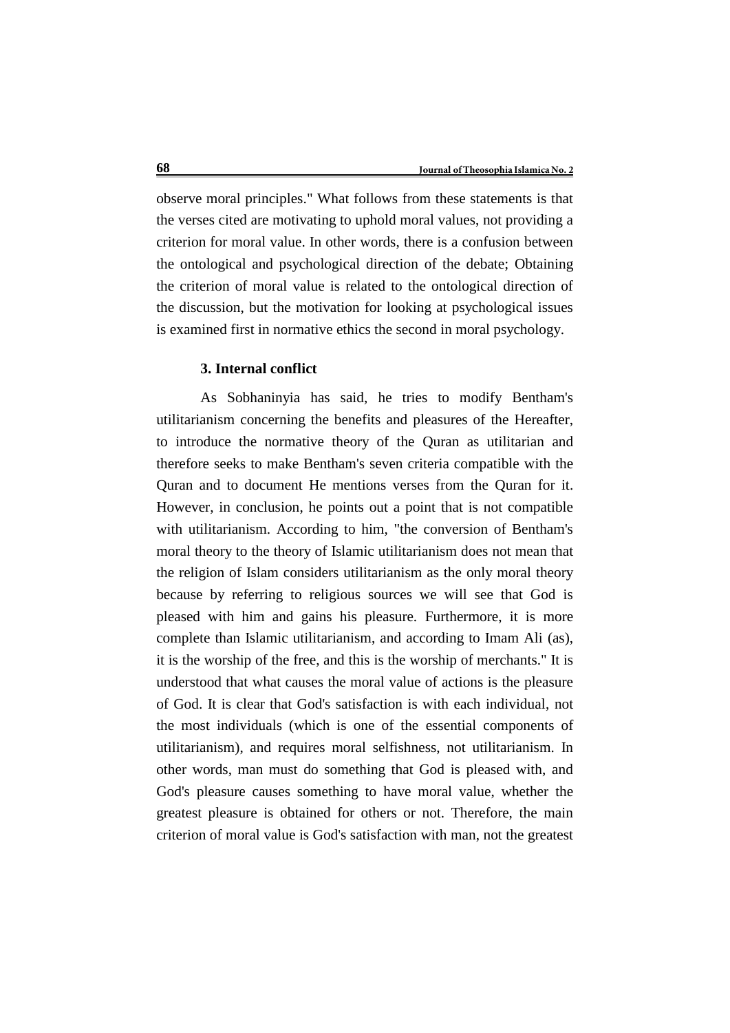observe moral principles." What follows from these statements is that the verses cited are motivating to uphold moral values, not providing a criterion for moral value. In other words, there is a confusion between the ontological and psychological direction of the debate; Obtaining the criterion of moral value is related to the ontological direction of the discussion, but the motivation for looking at psychological issues is examined first in normative ethics the second in moral psychology.

### 3. Internal conflict

As Sobhaninyia has said, he tries to modify Bentham's utilitarianism concerning the benefits and pleasures of the Hereafter, to introduce the normative theory of the Quran as utilitarian and therefore seeks to make Bentham's seven criteria compatible with the Quran and to document He mentions verses from the Quran for it. However, in conclusion, he points out a point that is not compatible with utilitarianism. According to him, "the conversion of Bentham's moral theory to the theory of Islamic utilitarianism does not mean that the religion of Islam considers utilitarianism as the only moral theory because by referring to religious sources we will see that God is pleased with him and gains his pleasure. Furthermore, it is more complete than Islamic utilitarianism, and according to Imam Ali (as), it is the worship of the free, and this is the worship of merchants." It is understood that what causes the moral value of actions is the pleasure of God. It is clear that God's satisfaction is with each individual, not the most individuals (which is one of the essential components of utilitarianism), and requires moral selfishness, not utilitarianism. In other words, man must do something that God is pleased with, and God's pleasure causes something to have moral value, whether the greatest pleasure is obtained for others or not. Therefore, the main criterion of moral value is God's satisfaction with man, not the greatest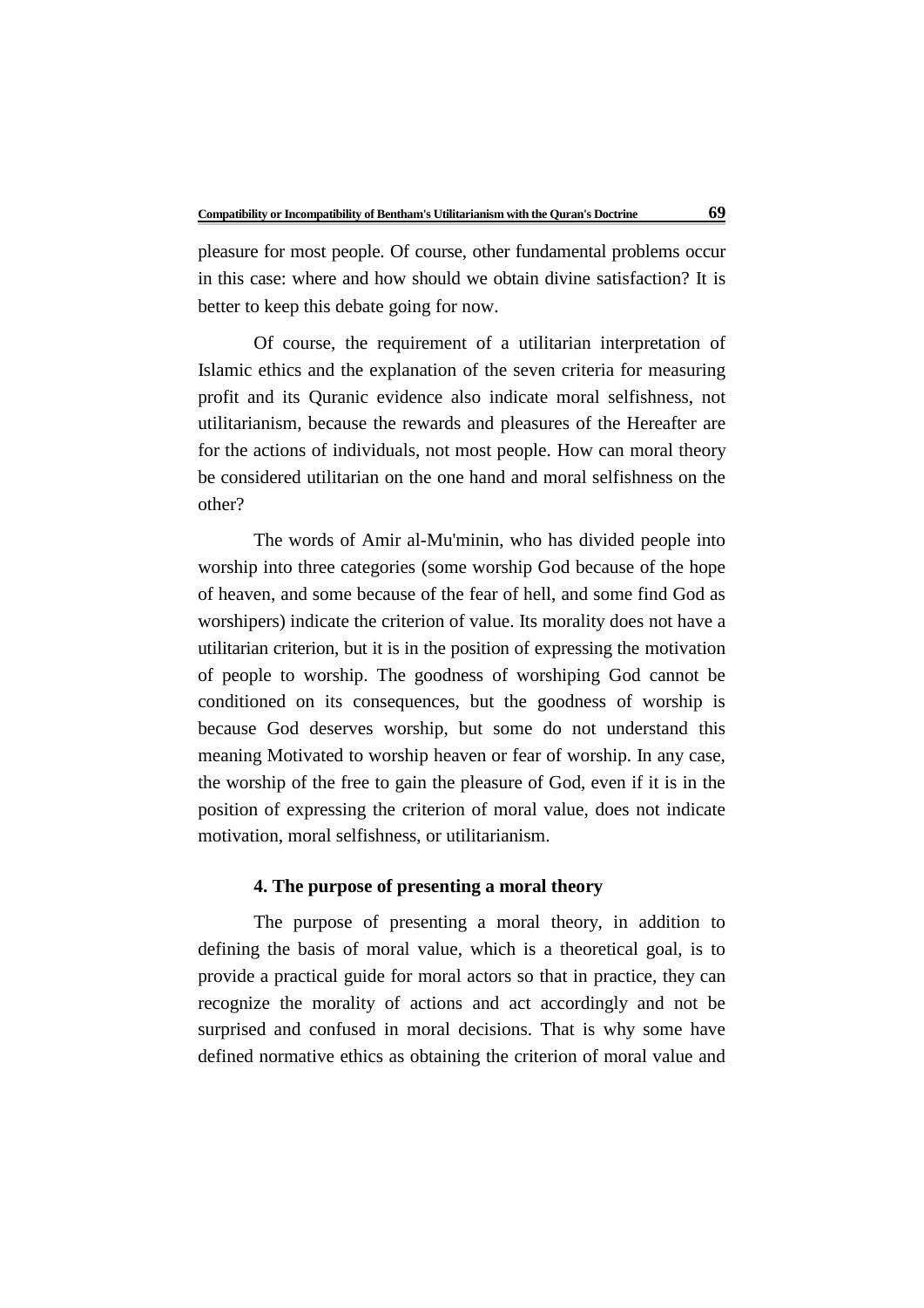pleasure for most people. Of course, other fundamental problems occur in this case: where and how should we obtain divine satisfaction? It is better to keep this debate going for now.

Of course, the requirement of a utilitarian interpretation of Islamic ethics and the explanation of the seven criteria for measuring profit and its Quranic evidence also indicate moral selfishness, not utilitarianism, because the rewards and pleasures of the Hereafter are for the actions of individuals, not most people. How can moral theory be considered utilitarian on the one hand and moral selfishness on the other?

The words of Amir al-Mu'minin, who has divided people into worship into three categories (some worship God because of the hope of heaven, and some because of the fear of hell, and some find God as worshipers) indicate the criterion of value. Its morality does not have a utilitarian criterion, but it is in the position of expressing the motivation of people to worship. The goodness of worshiping God cannot be conditioned on its consequences, but the goodness of worship is because God deserves worship, but some do not understand this meaning Motivated to worship heaven or fear of worship. In any case, the worship of the free to gain the pleasure of God, even if it is in the position of expressing the criterion of moral value, does not indicate motivation, moral selfishness, or utilitarianism.

### 4. The purpose of presenting a moral theory

The purpose of presenting a moral theory, in addition to defining the basis of moral value, which is a theoretical goal, is to provide a practical guide for moral actors so that in practice, they can recognize the morality of actions and act accordingly and not be surprised and confused in moral decisions. That is why some have defined normative ethics as obtaining the criterion of moral value and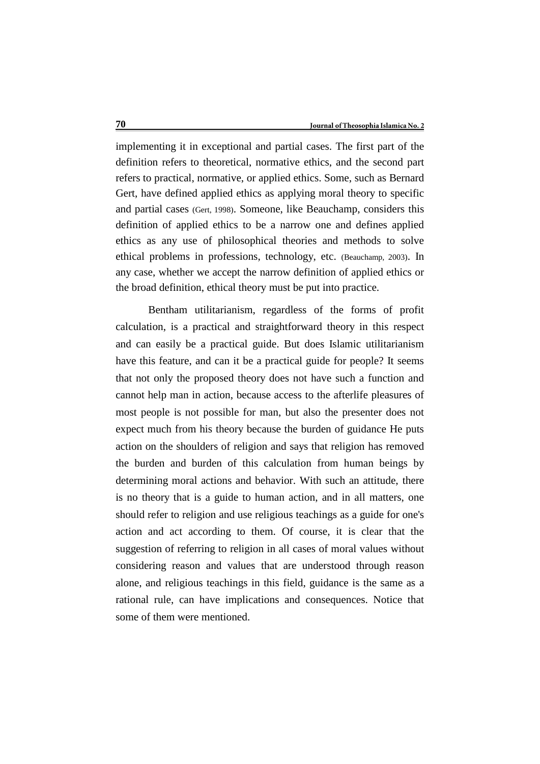implementing it in exceptional and partial cases. The first part of the definition refers to theoretical, normative ethics, and the second part refers to practical, normative, or applied ethics. Some, such as Bernard Gert, have defined applied ethics as applying moral theory to specific and partial cases (Gert, 1998). Someone, like Beauchamp, considers this definition of applied ethics to be a narrow one and defines applied ethics as any use of philosophical theories and methods to solve ethical problems in professions, technology, etc. (Beauchamp, 2003). In any case, whether we accept the narrow definition of applied ethics or the broad definition, ethical theory must be put into practice.

Bentham utilitarianism, regardless of the forms of profit calculation, is a practical and straightforward theory in this respect and can easily be a practical guide. But does Islamic utilitarianism have this feature, and can it be a practical guide for people? It seems that not only the proposed theory does not have such a function and cannot help man in action, because access to the afterlife pleasures of most people is not possible for man, but also the presenter does not expect much from his theory because the burden of guidance He puts action on the shoulders of religion and says that religion has removed the burden and burden of this calculation from human beings by determining moral actions and behavior. With such an attitude, there is no theory that is a guide to human action, and in all matters, one should refer to religion and use religious teachings as a guide for one's action and act according to them. Of course, it is clear that the suggestion of referring to religion in all cases of moral values without considering reason and values that are understood through reason alone, and religious teachings in this field, guidance is the same as a rational rule, can have implications and consequences. Notice that some of them were mentioned.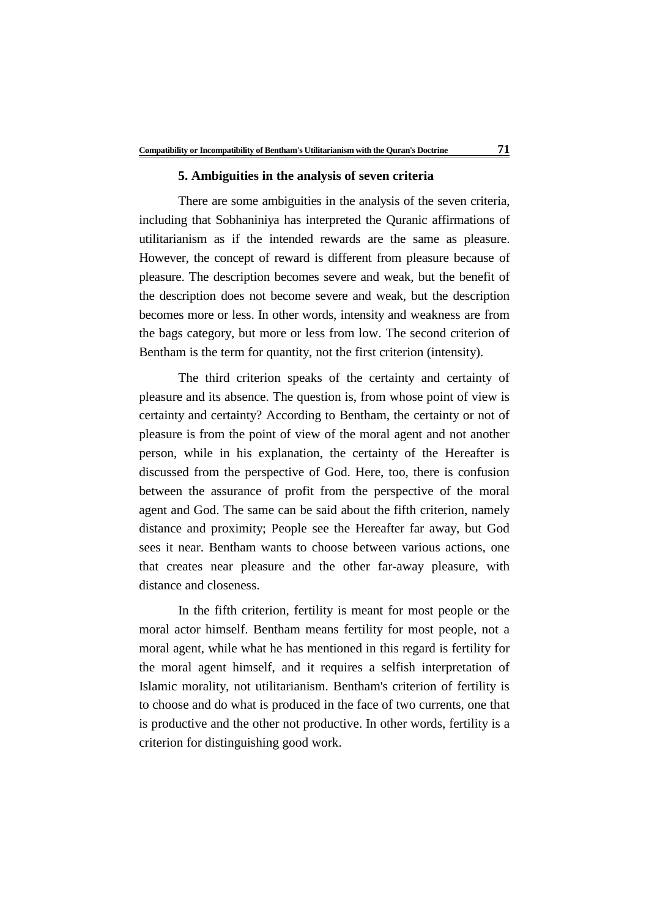### 5. Ambiguities in the analysis of seven criteria

There are some ambiguities in the analysis of the seven criteria, including that Sobhaniniya has interpreted the Quranic affirmations of utilitarianism as if the intended rewards are the same as pleasure. However, the concept of reward is different from pleasure because of pleasure. The description becomes severe and weak, but the benefit of the description does not become severe and weak, but the description becomes more or less. In other words, intensity and weakness are from the bags category, but more or less from low. The second criterion of Bentham is the term for quantity, not the first criterion (intensity).

The third criterion speaks of the certainty and certainty of pleasure and its absence. The question is, from whose point of view is certainty and certainty? According to Bentham, the certainty or not of pleasure is from the point of view of the moral agent and not another person, while in his explanation, the certainty of the Hereafter is discussed from the perspective of God. Here, too, there is confusion between the assurance of profit from the perspective of the moral agent and God. The same can be said about the fifth criterion, namely distance and proximity; People see the Hereafter far away, but God sees it near. Bentham wants to choose between various actions, one that creates near pleasure and the other far-away pleasure, with distance and closeness.

In the fifth criterion, fertility is meant for most people or the moral actor himself. Bentham means fertility for most people, not a moral agent, while what he has mentioned in this regard is fertility for the moral agent himself, and it requires a selfish interpretation of Islamic morality, not utilitarianism. Bentham's criterion of fertility is to choose and do what is produced in the face of two currents, one that is productive and the other not productive. In other words, fertility is a criterion for distinguishing good work.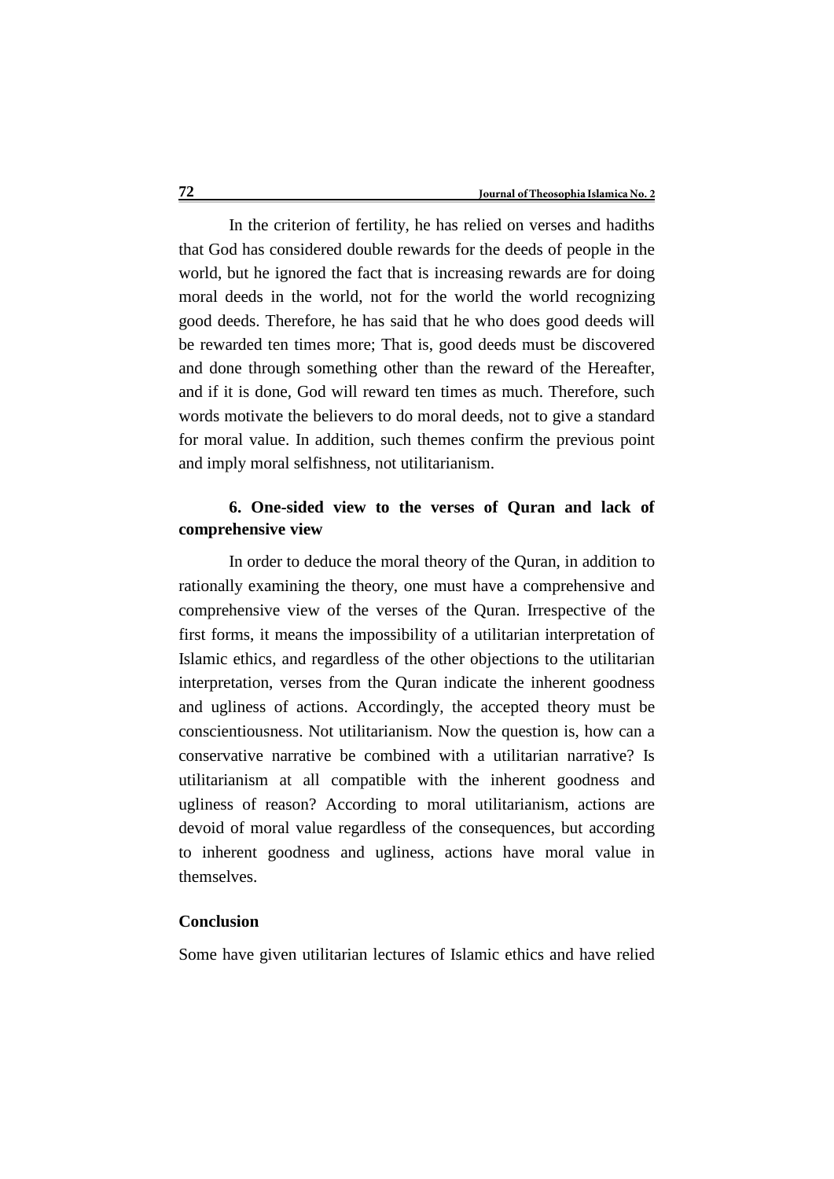In the criterion of fertility, he has relied on verses and hadiths that God has considered double rewards for the deeds of people in the world, but he ignored the fact that is increasing rewards are for doing moral deeds in the world, not for the world the world recognizing good deeds. Therefore, he has said that he who does good deeds will be rewarded ten times more; That is, good deeds must be discovered and done through something other than the reward of the Hereafter, and if it is done, God will reward ten times as much. Therefore, such words motivate the believers to do moral deeds, not to give a standard for moral value. In addition, such themes confirm the previous point and imply moral selfishness, not utilitarianism.

### 6. One-sided view to the verses of Quran and lack of comprehensive view

In order to deduce the moral theory of the Quran, in addition to rationally examining the theory, one must have a comprehensive and comprehensive view of the verses of the Quran. Irrespective of the first forms, it means the impossibility of a utilitarian interpretation of Islamic ethics, and regardless of the other objections to the utilitarian interpretation, verses from the Quran indicate the inherent goodness and ugliness of actions. Accordingly, the accepted theory must be conscientiousness. Not utilitarianism. Now the question is, how can a conservative narrative be combined with a utilitarian narrative? Is utilitarianism at all compatible with the inherent goodness and ugliness of reason? According to moral utilitarianism, actions are devoid of moral value regardless of the consequences, but according to inherent goodness and ugliness, actions have moral value in themselves.

## Conclusion

Some have given utilitarian lectures of Islamic ethics and have relied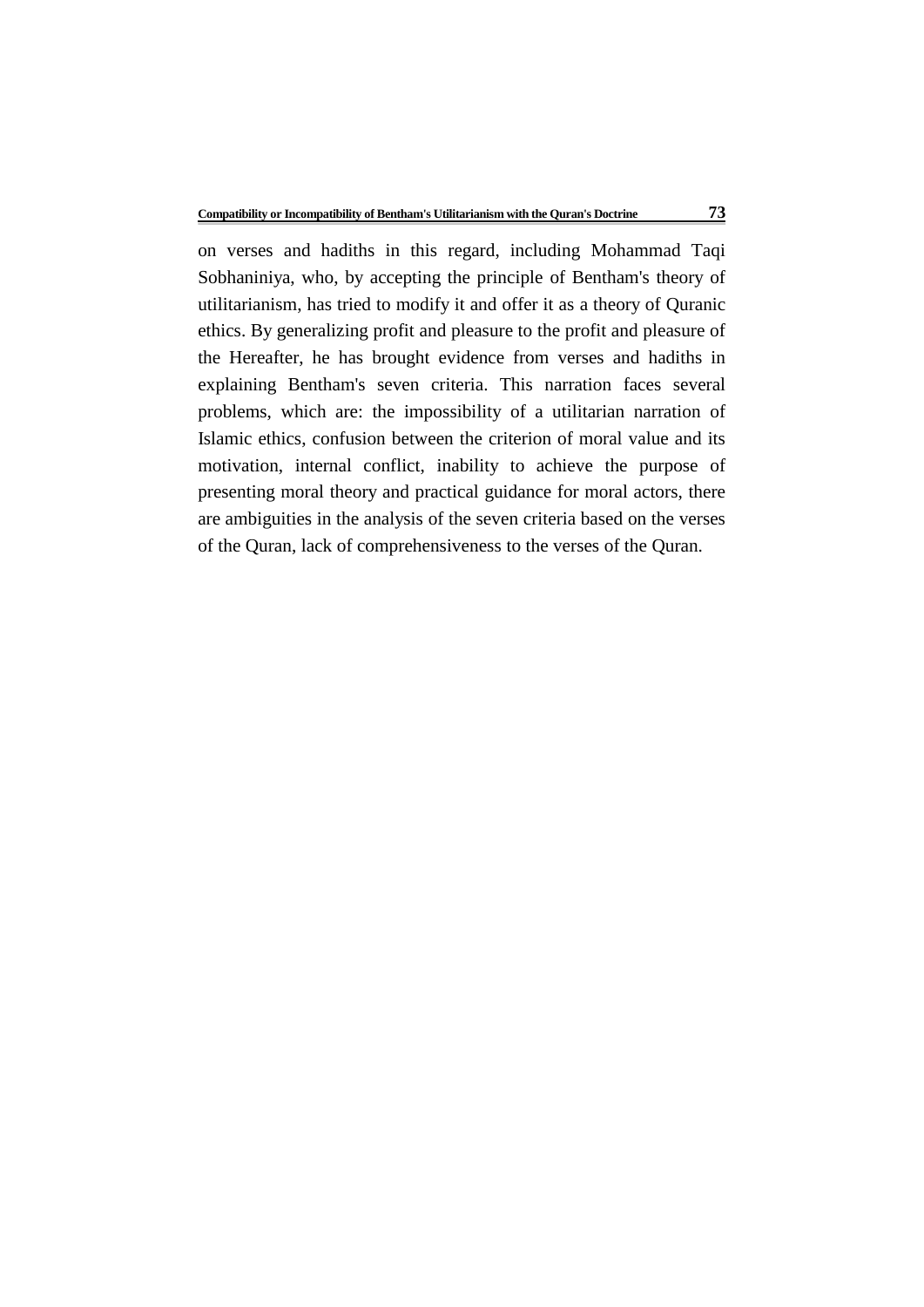on verses and hadiths in this regard, including Mohammad Taqi Sobhaniniya, who, by accepting the principle of Bentham's theory of utilitarianism, has tried to modify it and offer it as a theory of Quranic ethics. By generalizing profit and pleasure to the profit and pleasure of the Hereafter, he has brought evidence from verses and hadiths in explaining Bentham's seven criteria. This narration faces several problems, which are: the impossibility of a utilitarian narration of Islamic ethics, confusion between the criterion of moral value and its motivation, internal conflict, inability to achieve the purpose of presenting moral theory and practical guidance for moral actors, there are ambiguities in the analysis of the seven criteria based on the verses of the Quran, lack of comprehensiveness to the verses of the Quran.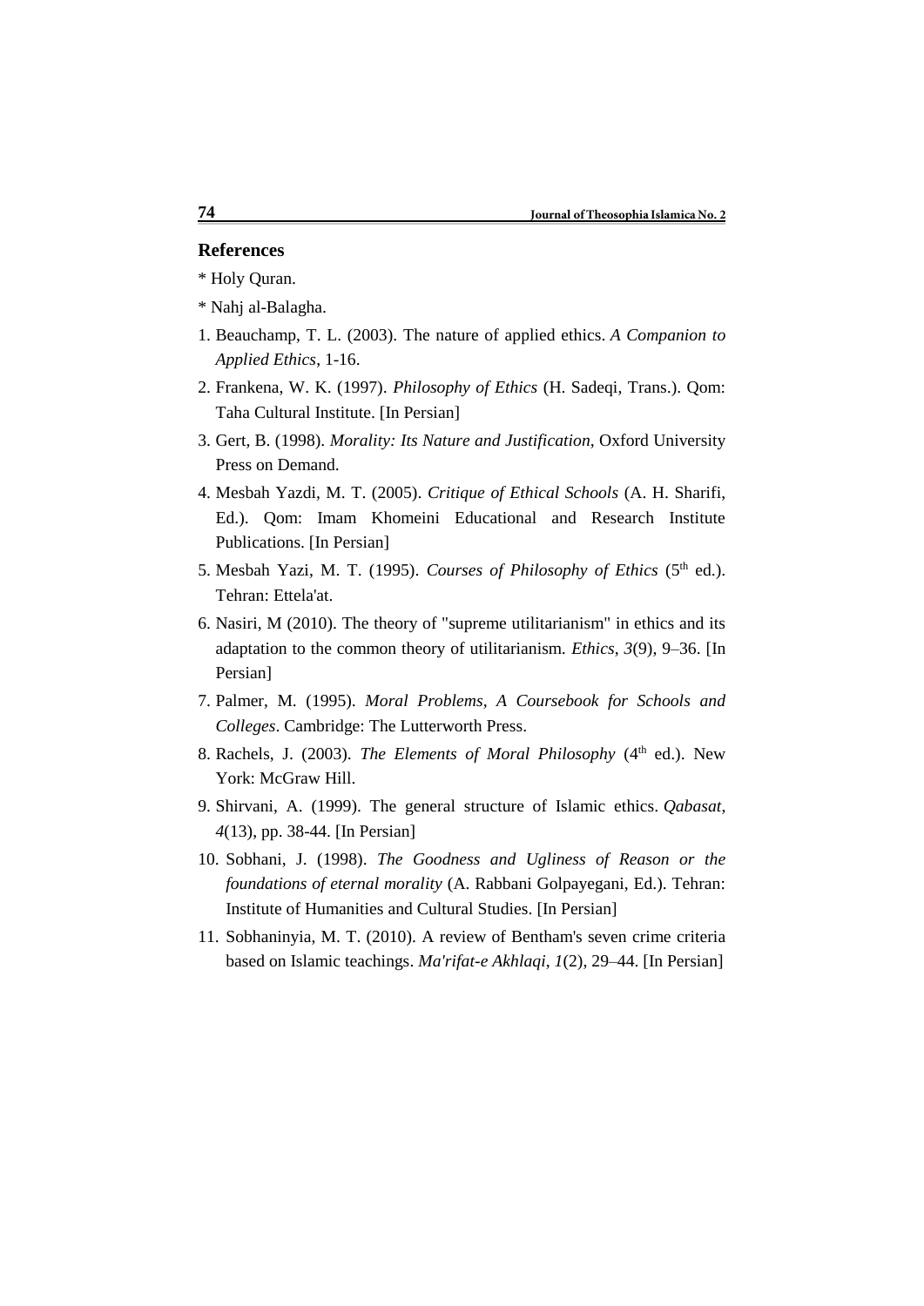## References

* Holy Quran.

* Nahj al-Balagha.

1. Beauchamp, T. L. (2003). The nature of applied ethics. *A Companion to Applied Ethics*, 1-16.
2. Frankena, W. K. (1997). *Philosophy of Ethics* (H. Sadeqi, Trans.). Qom: Taha Cultural Institute. [In Persian]
3. Gert, B. (1998). *Morality: Its Nature and Justification*, Oxford University Press on Demand.
4. Mesbah Yazdi, M. T. (2005). *Critique of Ethical Schools* (A. H. Sharifi, Ed.). Qom: Imam Khomeini Educational and Research Institute Publications. [In Persian]
5. Mesbah Yazi, M. T. (1995). *Courses of Philosophy of Ethics* (5th ed.). Tehran: Ettela'at.
6. Nasiri, M (2010). The theory of "supreme utilitarianism" in ethics and its adaptation to the common theory of utilitarianism. *Ethics*, *3*(9), 9–36. [In Persian]
7. Palmer, M. (1995). *Moral Problems, A Coursebook for Schools and Colleges*. Cambridge: The Lutterworth Press.
8. Rachels, J. (2003). *The Elements of Moral Philosophy* (4th ed.). New York: McGraw Hill.
9. Shirvani, A. (1999). The general structure of Islamic ethics. *Qabasat*, *4*(13), pp. 38-44. [In Persian]
10. Sobhani, J. (1998). *The Goodness and Ugliness of Reason or the foundations of eternal morality* (A. Rabbani Golpayegani, Ed.). Tehran: Institute of Humanities and Cultural Studies. [In Persian]
11. Sobhaninyia, M. T. (2010). A review of Bentham's seven crime criteria based on Islamic teachings. *Ma'rifat-e Akhlaqi*, *1*(2), 29–44. [In Persian]